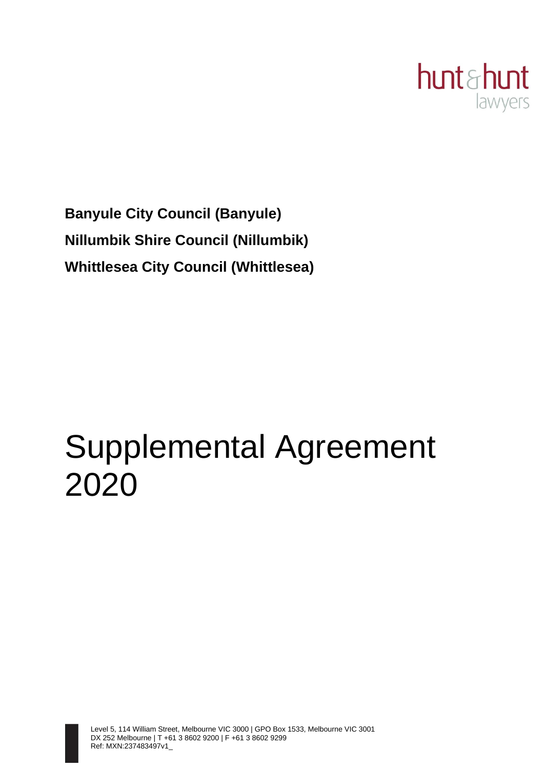hunt & hunt lawyers

**Banyule City Council (Banyule)**

**Nillumbik Shire Council (Nillumbik)**

**Whittlesea City Council (Whittlesea)**

# Supplemental Agreement 2020

Level 5, 114 William Street, Melbourne VIC 3000 | GPO Box 1533, Melbourne VIC 3001
DX 252 Melbourne | T +61 3 8602 9200 | F +61 3 8602 9299
Ref: MXN:237483497v1_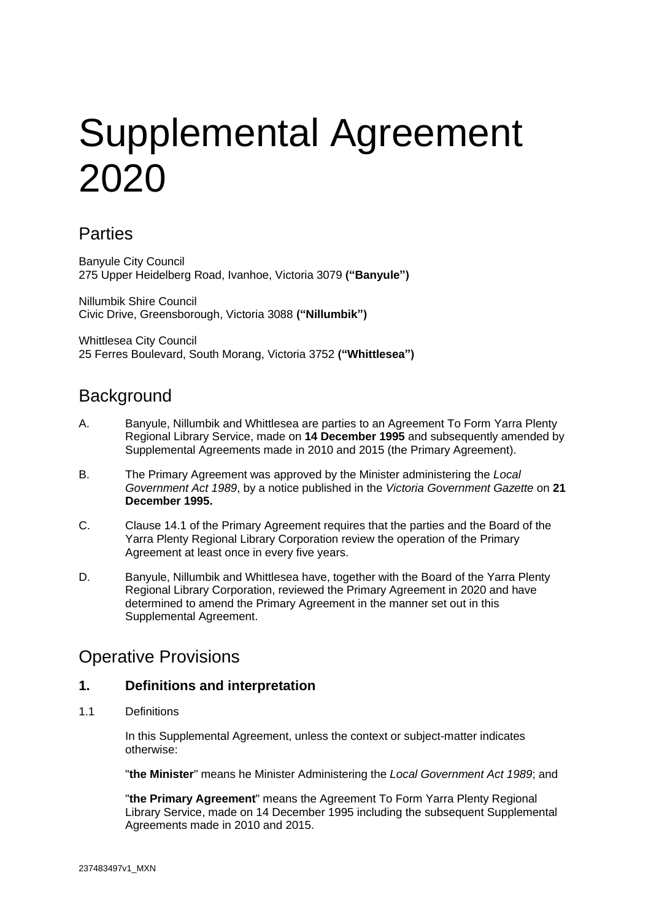# Supplemental Agreement 2020

## Parties

Banyule City Council
275 Upper Heidelberg Road, Ivanhoe, Victoria 3079 **("Banyule")**

Nillumbik Shire Council
Civic Drive, Greensborough, Victoria 3088 **("Nillumbik")**

Whittlesea City Council
25 Ferres Boulevard, South Morang, Victoria 3752 **("Whittlesea")**

## Background

A. Banyule, Nillumbik and Whittlesea are parties to an Agreement To Form Yarra Plenty Regional Library Service, made on **14 December 1995** and subsequently amended by Supplemental Agreements made in 2010 and 2015 (the Primary Agreement).

B. The Primary Agreement was approved by the Minister administering the *Local Government Act 1989*, by a notice published in the *Victoria Government Gazette* on **21 December 1995.**

C. Clause 14.1 of the Primary Agreement requires that the parties and the Board of the Yarra Plenty Regional Library Corporation review the operation of the Primary Agreement at least once in every five years.

D. Banyule, Nillumbik and Whittlesea have, together with the Board of the Yarra Plenty Regional Library Corporation, reviewed the Primary Agreement in 2020 and have determined to amend the Primary Agreement in the manner set out in this Supplemental Agreement.

## Operative Provisions

### 1. Definitions and interpretation

1.1 Definitions

In this Supplemental Agreement, unless the context or subject-matter indicates otherwise:

"**the Minister**" means he Minister Administering the *Local Government Act 1989*; and

"**the Primary Agreement**" means the Agreement To Form Yarra Plenty Regional Library Service, made on 14 December 1995 including the subsequent Supplemental Agreements made in 2010 and 2015.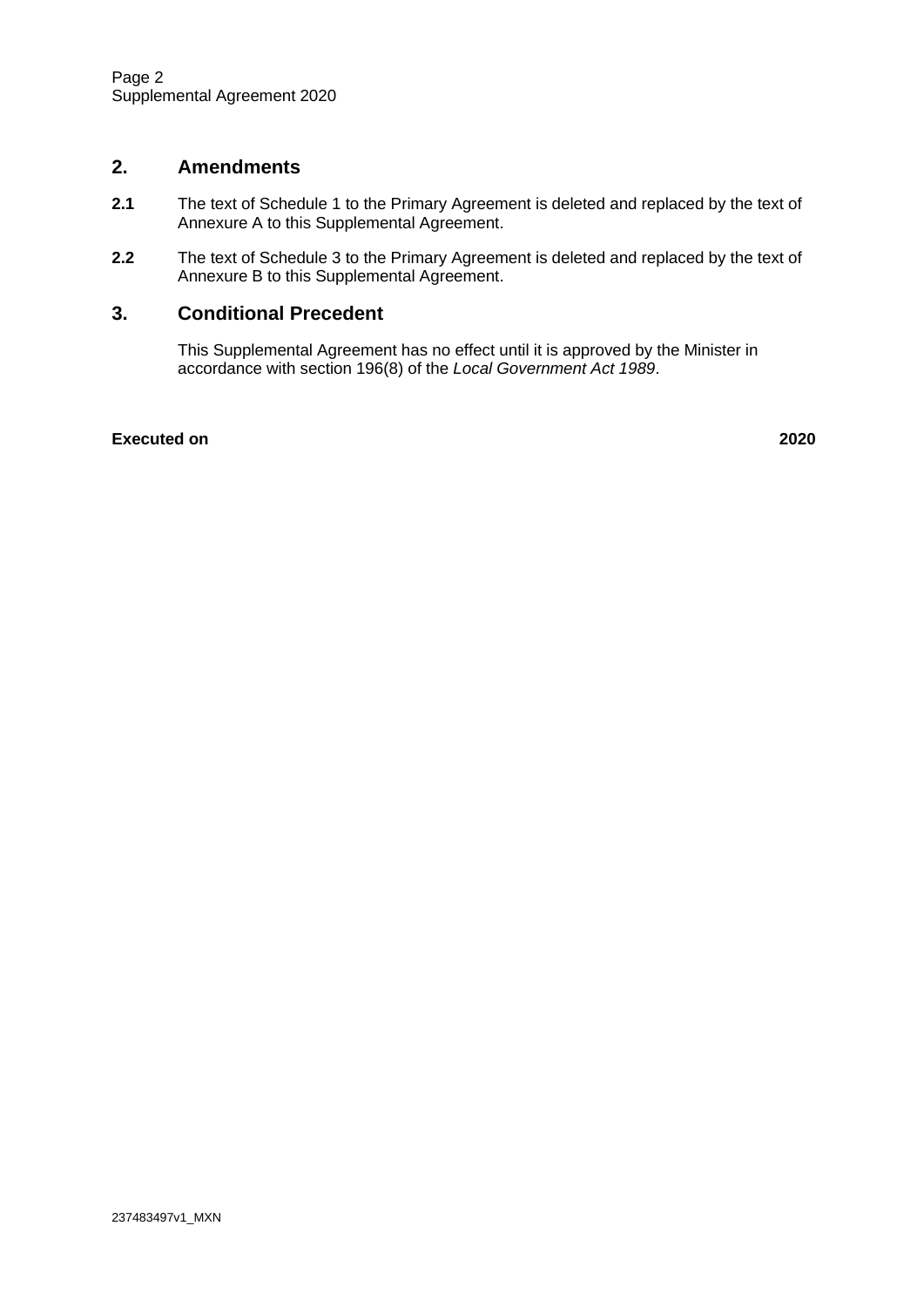## 2. Amendments

**2.1** The text of Schedule 1 to the Primary Agreement is deleted and replaced by the text of Annexure A to this Supplemental Agreement.

**2.2** The text of Schedule 3 to the Primary Agreement is deleted and replaced by the text of Annexure B to this Supplemental Agreement.

## 3. Conditional Precedent

This Supplemental Agreement has no effect until it is approved by the Minister in accordance with section 196(8) of the *Local Government Act 1989*.

**Executed on** **2020**

237483497v1_MXN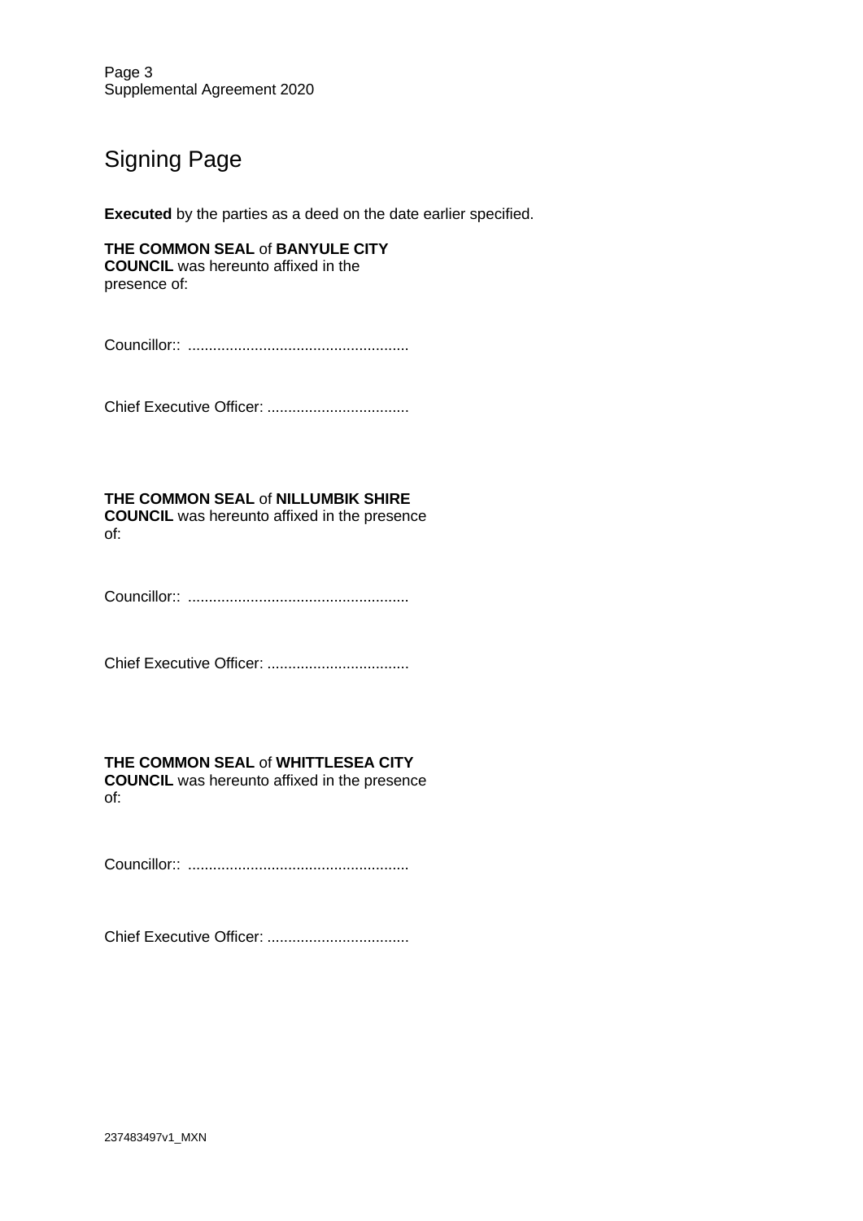# Signing Page

**Executed** by the parties as a deed on the date earlier specified.

**THE COMMON SEAL** of **BANYULE CITY COUNCIL** was hereunto affixed in the presence of:

Councillor:: ....................................................

Chief Executive Officer: .................................

**THE COMMON SEAL** of **NILLUMBIK SHIRE COUNCIL** was hereunto affixed in the presence of:

Councillor:: ....................................................

Chief Executive Officer: .................................

**THE COMMON SEAL** of **WHITTLESEA CITY COUNCIL** was hereunto affixed in the presence of:

Councillor:: ....................................................

Chief Executive Officer: .................................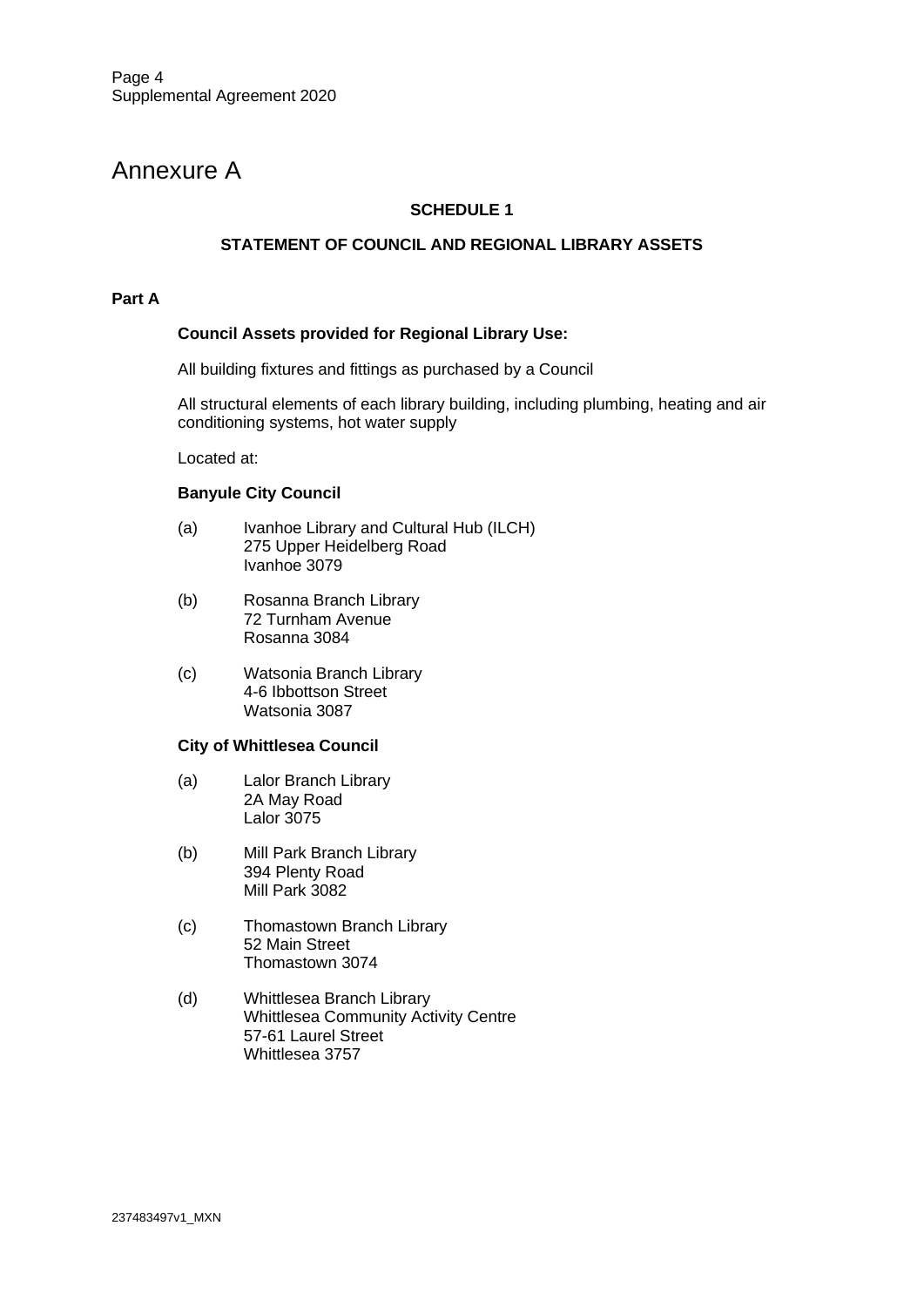# Annexure A

**SCHEDULE 1**

**STATEMENT OF COUNCIL AND REGIONAL LIBRARY ASSETS**

**Part A**

**Council Assets provided for Regional Library Use:**

All building fixtures and fittings as purchased by a Council

All structural elements of each library building, including plumbing, heating and air conditioning systems, hot water supply

Located at:

**Banyule City Council**

(a) Ivanhoe Library and Cultural Hub (ILCH)
275 Upper Heidelberg Road
Ivanhoe 3079

(b) Rosanna Branch Library
72 Turnham Avenue
Rosanna 3084

(c) Watsonia Branch Library
4-6 Ibbottson Street
Watsonia 3087

**City of Whittlesea Council**

(a) Lalor Branch Library
2A May Road
Lalor 3075

(b) Mill Park Branch Library
394 Plenty Road
Mill Park 3082

(c) Thomastown Branch Library
52 Main Street
Thomastown 3074

(d) Whittlesea Branch Library
Whittlesea Community Activity Centre
57-61 Laurel Street
Whittlesea 3757

237483497v1_MXN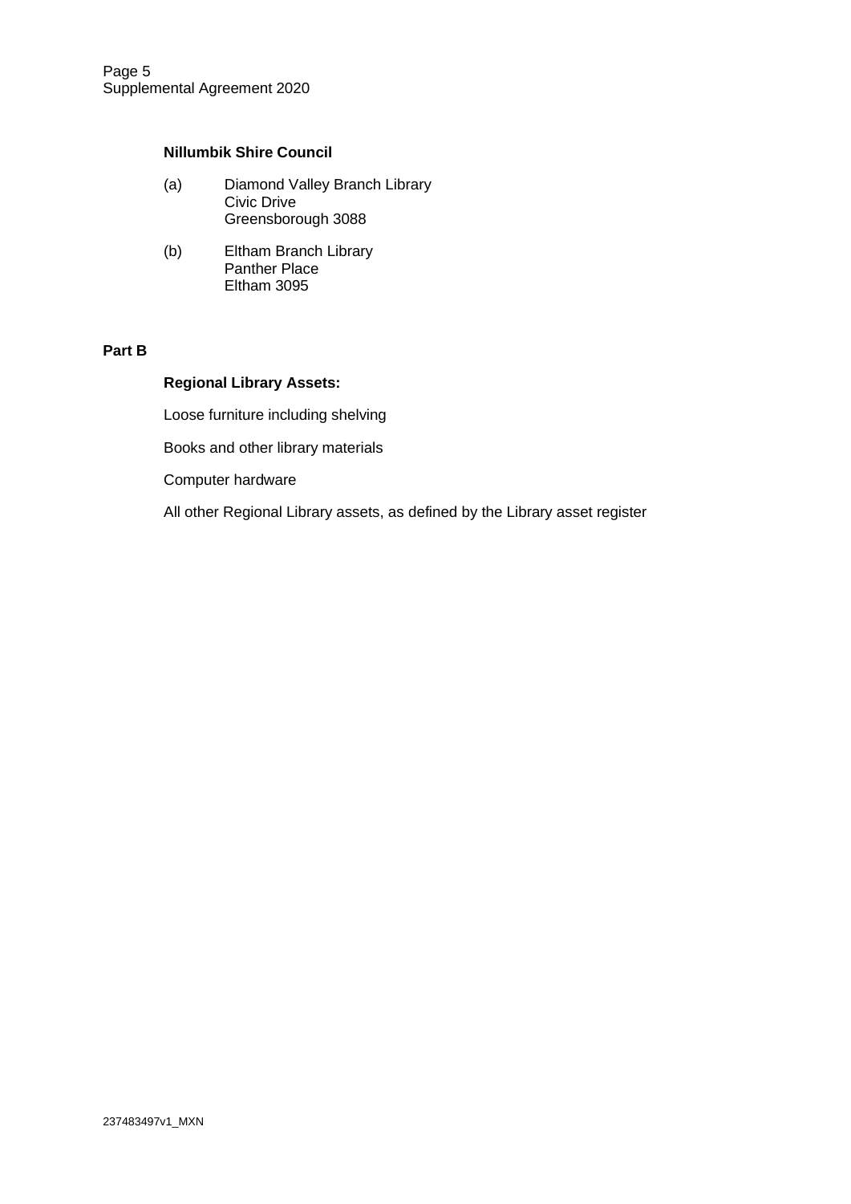**Nillumbik Shire Council**

(a) Diamond Valley Branch Library
Civic Drive
Greensborough 3088

(b) Eltham Branch Library
Panther Place
Eltham 3095

**Part B**

**Regional Library Assets:**

Loose furniture including shelving

Books and other library materials

Computer hardware

All other Regional Library assets, as defined by the Library asset register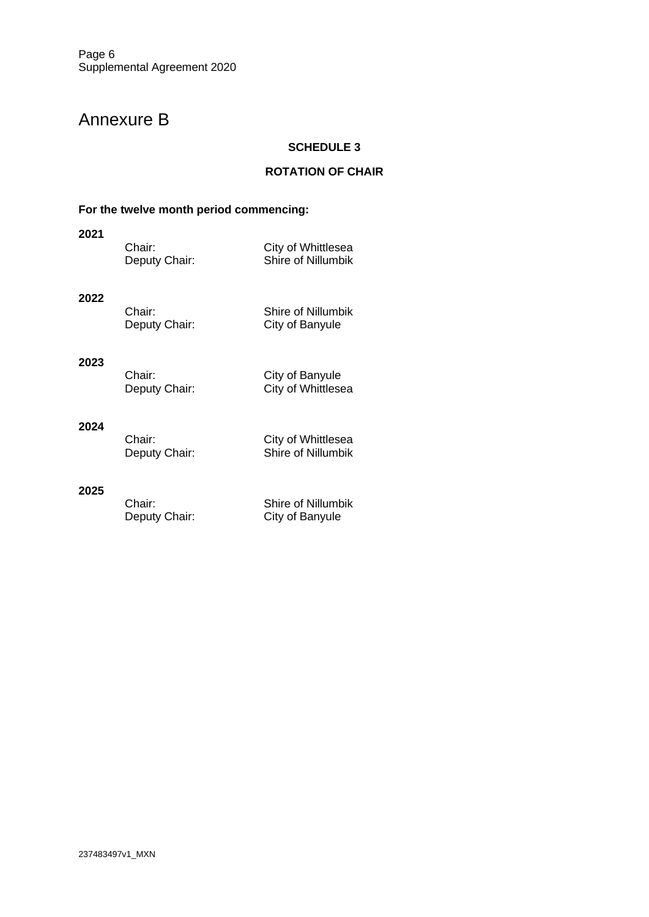# Annexure B

**SCHEDULE 3**

**ROTATION OF CHAIR**

**For the twelve month period commencing:**

**2021**

Chair: City of Whittlesea
Deputy Chair: Shire of Nillumbik

**2022**

Chair: Shire of Nillumbik
Deputy Chair: City of Banyule

**2023**

Chair: City of Banyule
Deputy Chair: City of Whittlesea

**2024**

Chair: City of Whittlesea
Deputy Chair: Shire of Nillumbik

**2025**

Chair: Shire of Nillumbik
Deputy Chair: City of Banyule

237483497v1_MXN